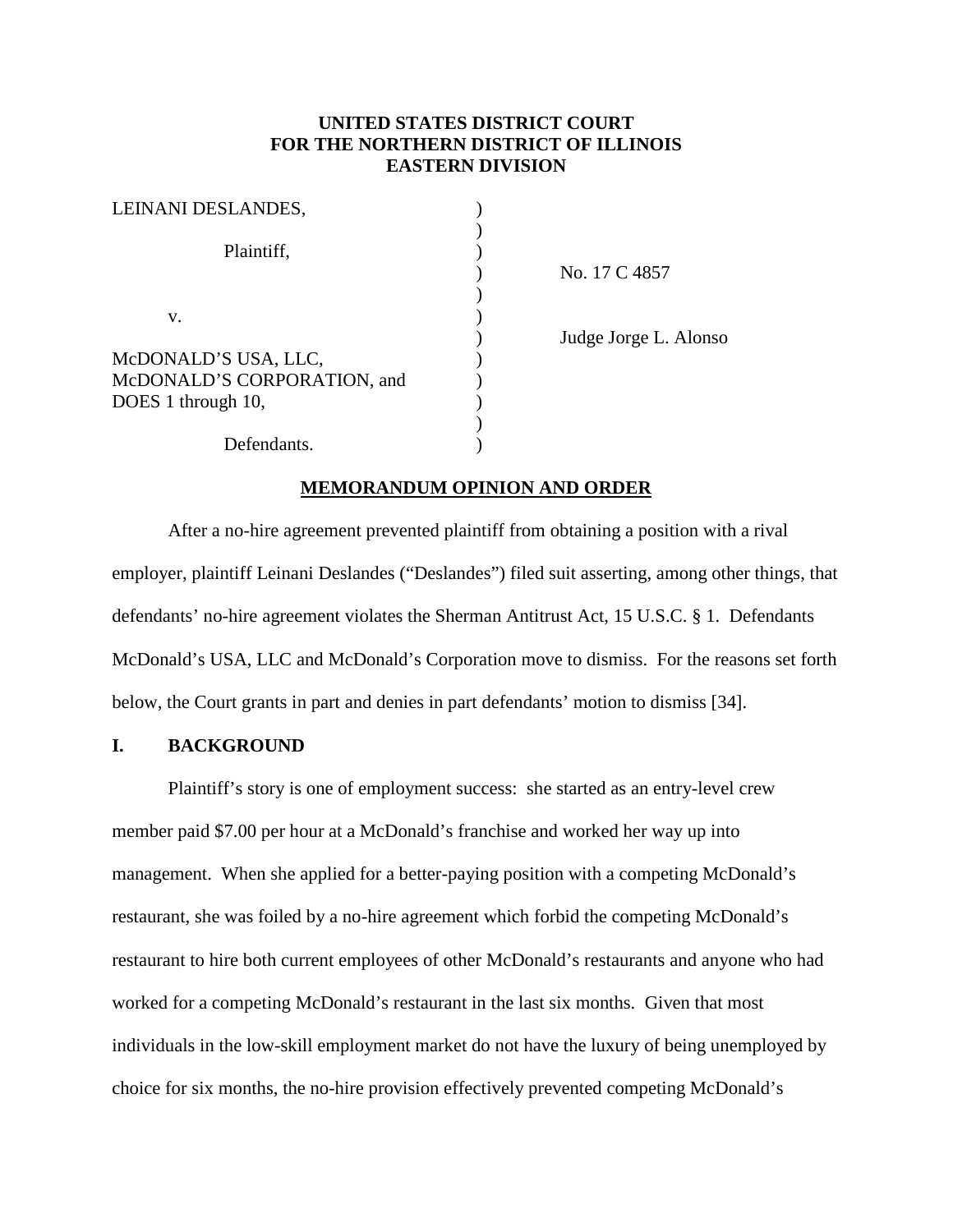**UNITED STATES DISTRICT COURT**
**FOR THE NORTHERN DISTRICT OF ILLINOIS**
**EASTERN DIVISION**

| | | |
|---|---|---|
| LEINANI DESLANDES, | ) | |
| | ) | |
| Plaintiff, | ) | |
| | ) | No. 17 C 4857 |
| | ) | |
| v. | ) | |
| | ) | Judge Jorge L. Alonso |
| McDONALD'S USA, LLC, | ) | |
| McDONALD'S CORPORATION, and | ) | |
| DOES 1 through 10, | ) | |
| | ) | |
| Defendants. | ) | |

**MEMORANDUM OPINION AND ORDER**

After a no-hire agreement prevented plaintiff from obtaining a position with a rival employer, plaintiff Leinani Deslandes ("Deslandes") filed suit asserting, among other things, that defendants' no-hire agreement violates the Sherman Antitrust Act, 15 U.S.C. § 1. Defendants McDonald's USA, LLC and McDonald's Corporation move to dismiss. For the reasons set forth below, the Court grants in part and denies in part defendants' motion to dismiss [34].

## I. BACKGROUND

Plaintiff's story is one of employment success: she started as an entry-level crew member paid $7.00 per hour at a McDonald's franchise and worked her way up into management. When she applied for a better-paying position with a competing McDonald's restaurant, she was foiled by a no-hire agreement which forbid the competing McDonald's restaurant to hire both current employees of other McDonald's restaurants and anyone who had worked for a competing McDonald's restaurant in the last six months. Given that most individuals in the low-skill employment market do not have the luxury of being unemployed by choice for six months, the no-hire provision effectively prevented competing McDonald's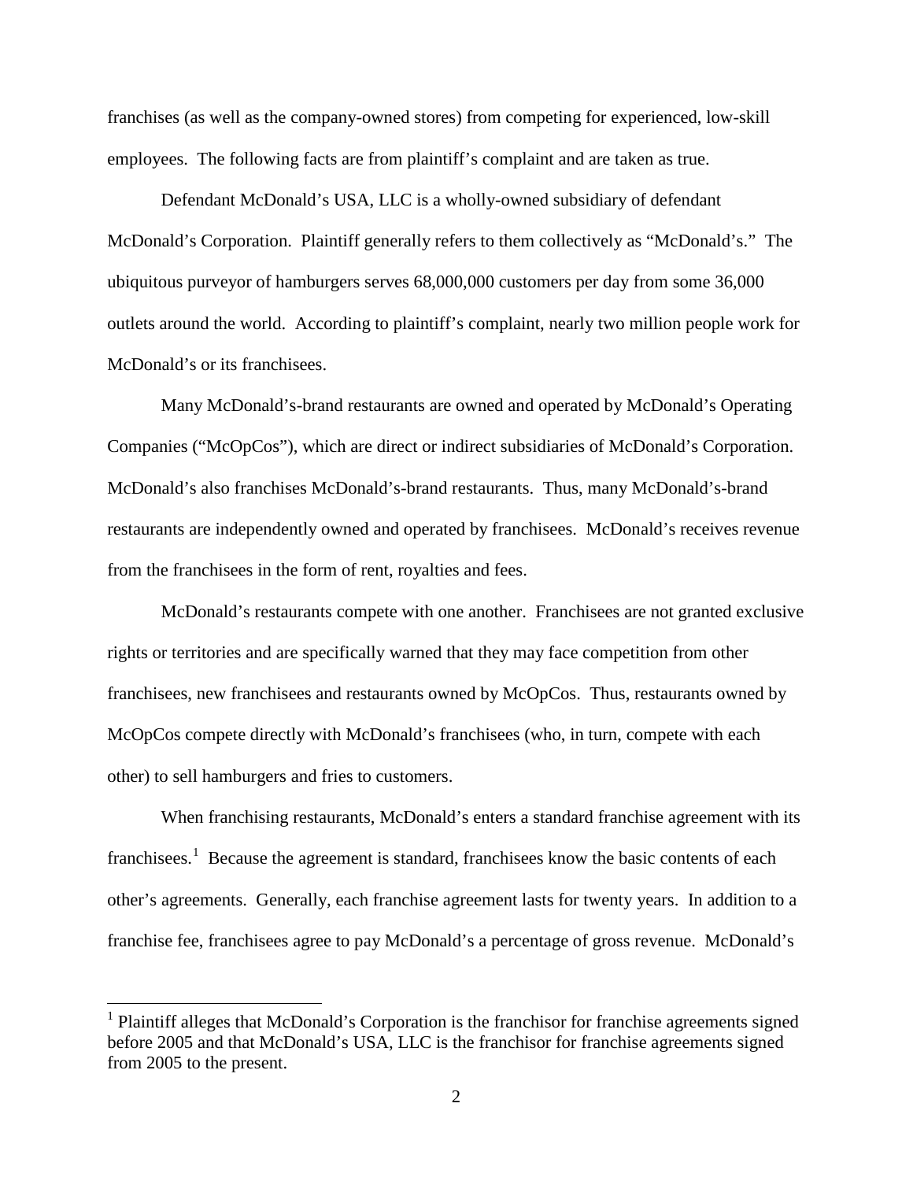franchises (as well as the company-owned stores) from competing for experienced, low-skill employees. The following facts are from plaintiff's complaint and are taken as true.

Defendant McDonald's USA, LLC is a wholly-owned subsidiary of defendant McDonald's Corporation. Plaintiff generally refers to them collectively as "McDonald's." The ubiquitous purveyor of hamburgers serves 68,000,000 customers per day from some 36,000 outlets around the world. According to plaintiff's complaint, nearly two million people work for McDonald's or its franchisees.

Many McDonald's-brand restaurants are owned and operated by McDonald's Operating Companies ("McOpCos"), which are direct or indirect subsidiaries of McDonald's Corporation. McDonald's also franchises McDonald's-brand restaurants. Thus, many McDonald's-brand restaurants are independently owned and operated by franchisees. McDonald's receives revenue from the franchisees in the form of rent, royalties and fees.

McDonald's restaurants compete with one another. Franchisees are not granted exclusive rights or territories and are specifically warned that they may face competition from other franchisees, new franchisees and restaurants owned by McOpCos. Thus, restaurants owned by McOpCos compete directly with McDonald's franchisees (who, in turn, compete with each other) to sell hamburgers and fries to customers.

When franchising restaurants, McDonald's enters a standard franchise agreement with its franchisees.[1] Because the agreement is standard, franchisees know the basic contents of each other's agreements. Generally, each franchise agreement lasts for twenty years. In addition to a franchise fee, franchisees agree to pay McDonald's a percentage of gross revenue. McDonald's

---

[1] Plaintiff alleges that McDonald's Corporation is the franchisor for franchise agreements signed before 2005 and that McDonald's USA, LLC is the franchisor for franchise agreements signed from 2005 to the present.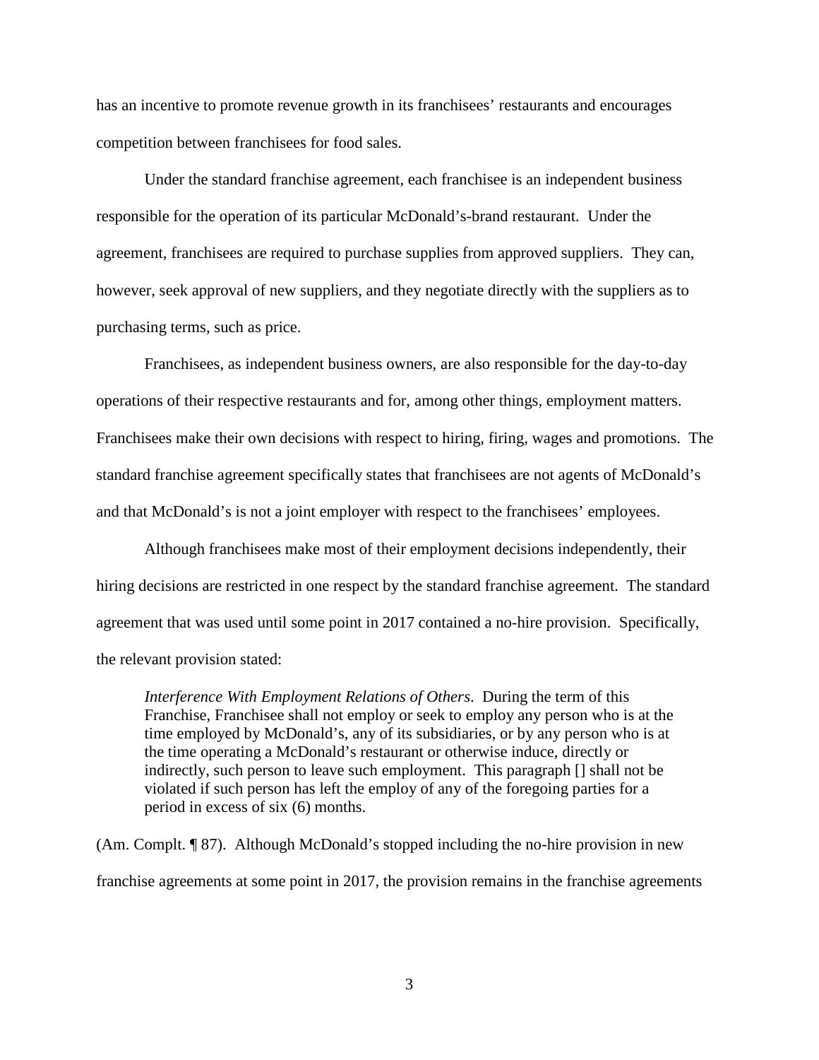has an incentive to promote revenue growth in its franchisees' restaurants and encourages competition between franchisees for food sales.

Under the standard franchise agreement, each franchisee is an independent business responsible for the operation of its particular McDonald's-brand restaurant. Under the agreement, franchisees are required to purchase supplies from approved suppliers. They can, however, seek approval of new suppliers, and they negotiate directly with the suppliers as to purchasing terms, such as price.

Franchisees, as independent business owners, are also responsible for the day-to-day operations of their respective restaurants and for, among other things, employment matters. Franchisees make their own decisions with respect to hiring, firing, wages and promotions. The standard franchise agreement specifically states that franchisees are not agents of McDonald's and that McDonald's is not a joint employer with respect to the franchisees' employees.

Although franchisees make most of their employment decisions independently, their hiring decisions are restricted in one respect by the standard franchise agreement. The standard agreement that was used until some point in 2017 contained a no-hire provision. Specifically, the relevant provision stated:

> *Interference With Employment Relations of Others*. During the term of this Franchise, Franchisee shall not employ or seek to employ any person who is at the time employed by McDonald's, any of its subsidiaries, or by any person who is at the time operating a McDonald's restaurant or otherwise induce, directly or indirectly, such person to leave such employment. This paragraph [] shall not be violated if such person has left the employ of any of the foregoing parties for a period in excess of six (6) months.

(Am. Compl. ¶ 87). Although McDonald's stopped including the no-hire provision in new franchise agreements at some point in 2017, the provision remains in the franchise agreements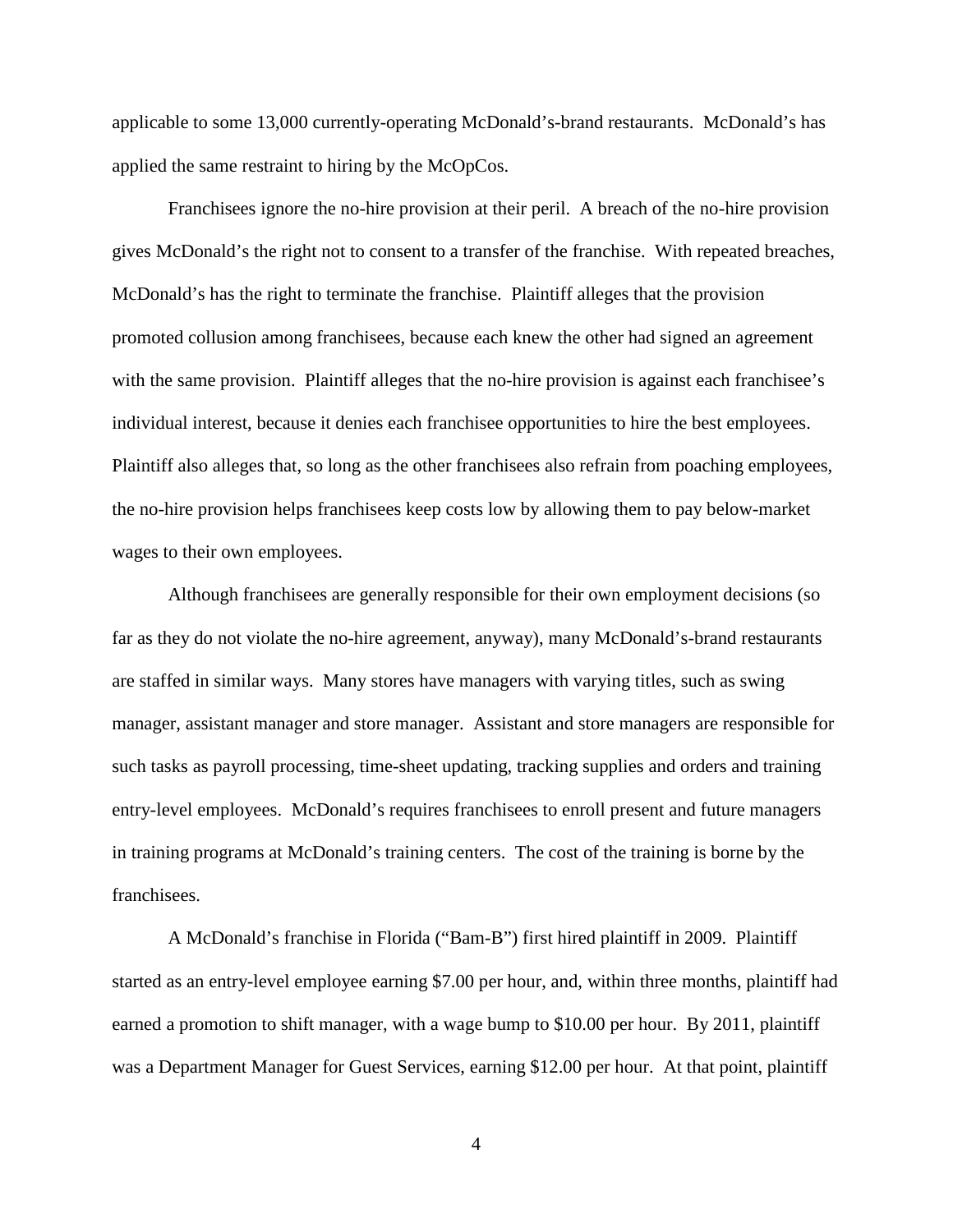applicable to some 13,000 currently-operating McDonald's-brand restaurants. McDonald's has applied the same restraint to hiring by the McOpCos.

Franchisees ignore the no-hire provision at their peril. A breach of the no-hire provision gives McDonald's the right not to consent to a transfer of the franchise. With repeated breaches, McDonald's has the right to terminate the franchise. Plaintiff alleges that the provision promoted collusion among franchisees, because each knew the other had signed an agreement with the same provision. Plaintiff alleges that the no-hire provision is against each franchisee's individual interest, because it denies each franchisee opportunities to hire the best employees. Plaintiff also alleges that, so long as the other franchisees also refrain from poaching employees, the no-hire provision helps franchisees keep costs low by allowing them to pay below-market wages to their own employees.

Although franchisees are generally responsible for their own employment decisions (so far as they do not violate the no-hire agreement, anyway), many McDonald's-brand restaurants are staffed in similar ways. Many stores have managers with varying titles, such as swing manager, assistant manager and store manager. Assistant and store managers are responsible for such tasks as payroll processing, time-sheet updating, tracking supplies and orders and training entry-level employees. McDonald's requires franchisees to enroll present and future managers in training programs at McDonald's training centers. The cost of the training is borne by the franchisees.

A McDonald's franchise in Florida ("Bam-B") first hired plaintiff in 2009. Plaintiff started as an entry-level employee earning $7.00 per hour, and, within three months, plaintiff had earned a promotion to shift manager, with a wage bump to $10.00 per hour. By 2011, plaintiff was a Department Manager for Guest Services, earning $12.00 per hour. At that point, plaintiff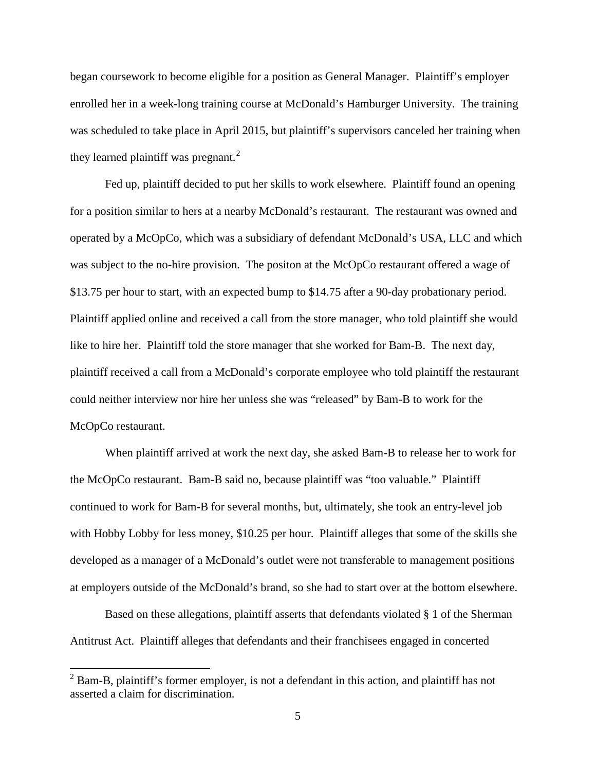began coursework to become eligible for a position as General Manager. Plaintiff's employer enrolled her in a week-long training course at McDonald's Hamburger University. The training was scheduled to take place in April 2015, but plaintiff's supervisors canceled her training when they learned plaintiff was pregnant.[2]

Fed up, plaintiff decided to put her skills to work elsewhere. Plaintiff found an opening for a position similar to hers at a nearby McDonald's restaurant. The restaurant was owned and operated by a McOpCo, which was a subsidiary of defendant McDonald's USA, LLC and which was subject to the no-hire provision. The positon at the McOpCo restaurant offered a wage of $13.75 per hour to start, with an expected bump to $14.75 after a 90-day probationary period. Plaintiff applied online and received a call from the store manager, who told plaintiff she would like to hire her. Plaintiff told the store manager that she worked for Bam-B. The next day, plaintiff received a call from a McDonald's corporate employee who told plaintiff the restaurant could neither interview nor hire her unless she was "released" by Bam-B to work for the McOpCo restaurant.

When plaintiff arrived at work the next day, she asked Bam-B to release her to work for the McOpCo restaurant. Bam-B said no, because plaintiff was "too valuable." Plaintiff continued to work for Bam-B for several months, but, ultimately, she took an entry-level job with Hobby Lobby for less money, $10.25 per hour. Plaintiff alleges that some of the skills she developed as a manager of a McDonald's outlet were not transferable to management positions at employers outside of the McDonald's brand, so she had to start over at the bottom elsewhere.

Based on these allegations, plaintiff asserts that defendants violated § 1 of the Sherman Antitrust Act. Plaintiff alleges that defendants and their franchisees engaged in concerted

---

[2] Bam-B, plaintiff's former employer, is not a defendant in this action, and plaintiff has not asserted a claim for discrimination.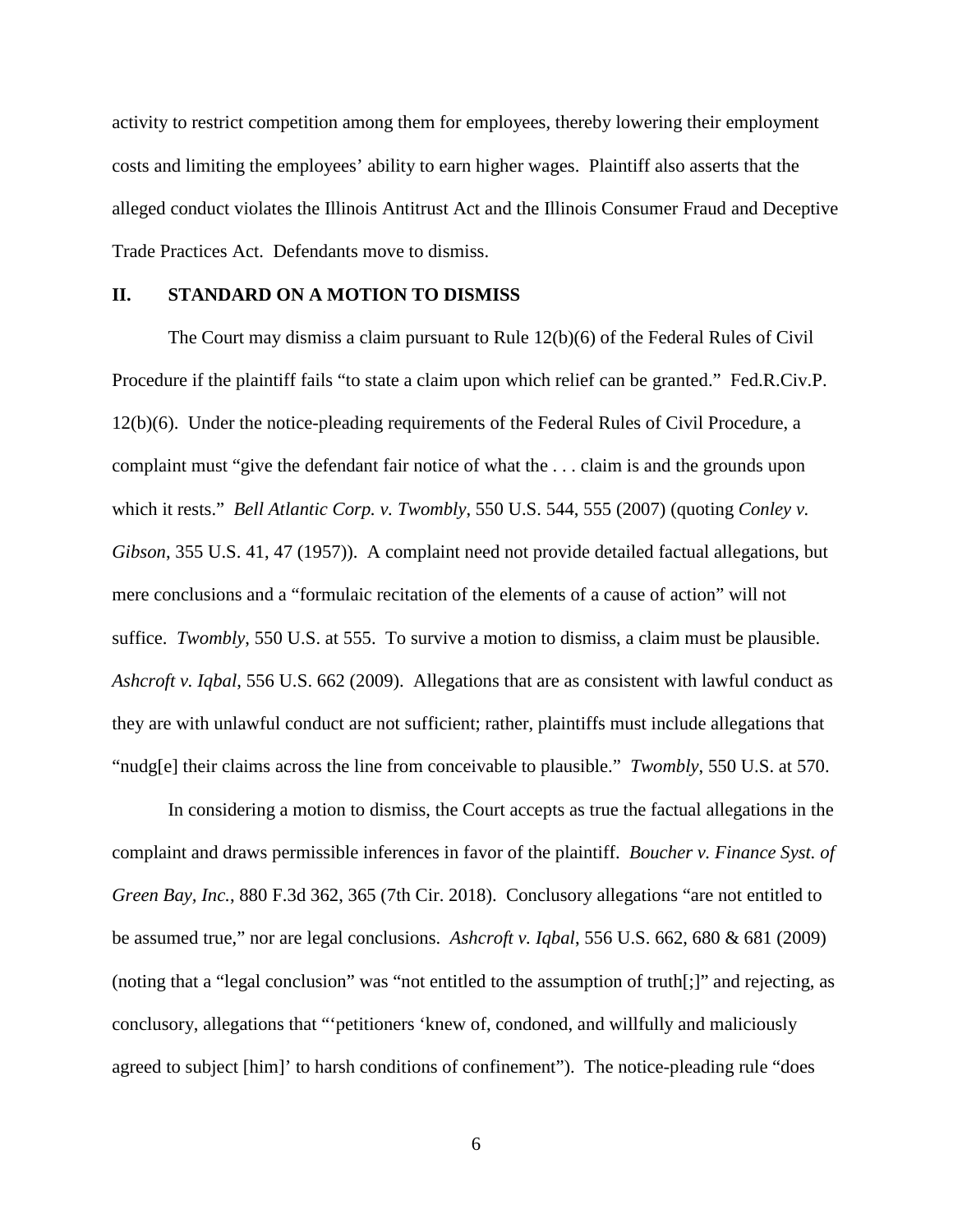activity to restrict competition among them for employees, thereby lowering their employment costs and limiting the employees' ability to earn higher wages. Plaintiff also asserts that the alleged conduct violates the Illinois Antitrust Act and the Illinois Consumer Fraud and Deceptive Trade Practices Act. Defendants move to dismiss.

## II. STANDARD ON A MOTION TO DISMISS

The Court may dismiss a claim pursuant to Rule 12(b)(6) of the Federal Rules of Civil Procedure if the plaintiff fails "to state a claim upon which relief can be granted." Fed.R.Civ.P. 12(b)(6). Under the notice-pleading requirements of the Federal Rules of Civil Procedure, a complaint must "give the defendant fair notice of what the . . . claim is and the grounds upon which it rests." *Bell Atlantic Corp. v. Twombly*, 550 U.S. 544, 555 (2007) (quoting *Conley v. Gibson*, 355 U.S. 41, 47 (1957)). A complaint need not provide detailed factual allegations, but mere conclusions and a "formulaic recitation of the elements of a cause of action" will not suffice. *Twombly*, 550 U.S. at 555. To survive a motion to dismiss, a claim must be plausible. *Ashcroft v. Iqbal*, 556 U.S. 662 (2009). Allegations that are as consistent with lawful conduct as they are with unlawful conduct are not sufficient; rather, plaintiffs must include allegations that "nudg[e] their claims across the line from conceivable to plausible." *Twombly*, 550 U.S. at 570.

In considering a motion to dismiss, the Court accepts as true the factual allegations in the complaint and draws permissible inferences in favor of the plaintiff. *Boucher v. Finance Syst. of Green Bay, Inc.*, 880 F.3d 362, 365 (7th Cir. 2018). Conclusory allegations "are not entitled to be assumed true," nor are legal conclusions. *Ashcroft v. Iqbal*, 556 U.S. 662, 680 & 681 (2009) (noting that a "legal conclusion" was "not entitled to the assumption of truth[;]" and rejecting, as conclusory, allegations that "'petitioners 'knew of, condoned, and willfully and maliciously agreed to subject [him]' to harsh conditions of confinement"). The notice-pleading rule "does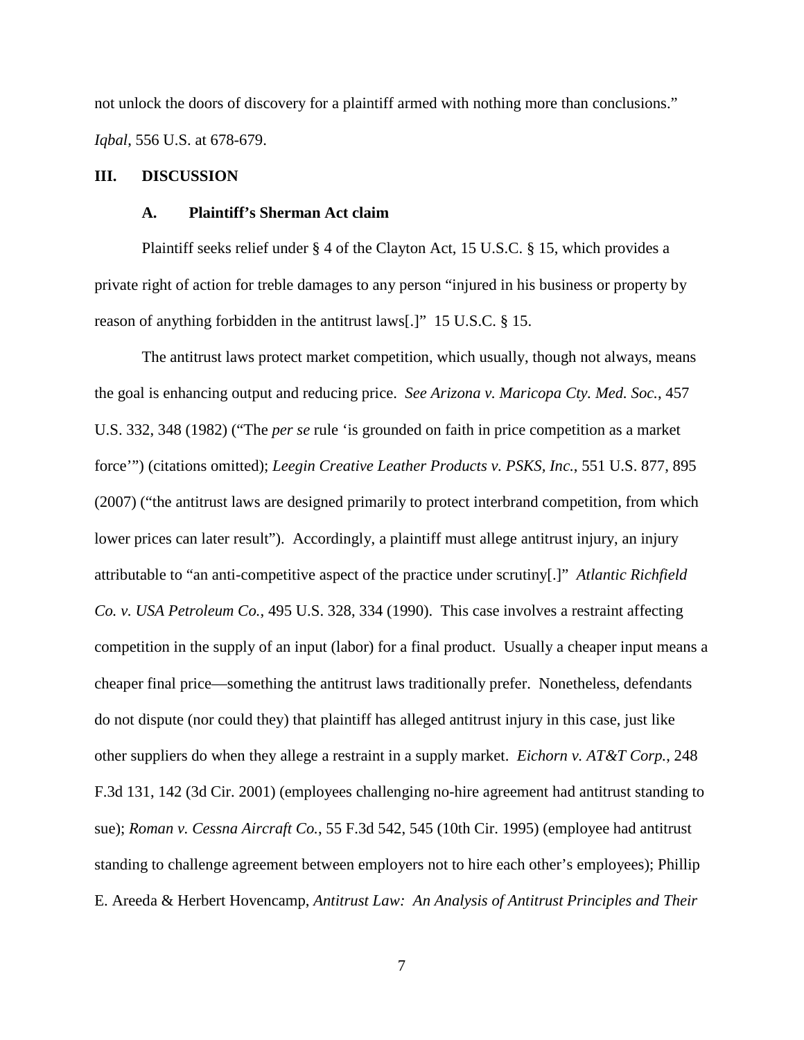not unlock the doors of discovery for a plaintiff armed with nothing more than conclusions." *Iqbal*, 556 U.S. at 678-679.

## III. DISCUSSION

### A. Plaintiff's Sherman Act claim

Plaintiff seeks relief under § 4 of the Clayton Act, 15 U.S.C. § 15, which provides a private right of action for treble damages to any person "injured in his business or property by reason of anything forbidden in the antitrust laws[.]" 15 U.S.C. § 15.

The antitrust laws protect market competition, which usually, though not always, means the goal is enhancing output and reducing price. *See Arizona v. Maricopa Cty. Med. Soc.*, 457 U.S. 332, 348 (1982) ("The *per se* rule 'is grounded on faith in price competition as a market force'") (citations omitted); *Leegin Creative Leather Products v. PSKS, Inc.*, 551 U.S. 877, 895 (2007) ("the antitrust laws are designed primarily to protect interbrand competition, from which lower prices can later result"). Accordingly, a plaintiff must allege antitrust injury, an injury attributable to "an anti-competitive aspect of the practice under scrutiny[.]" *Atlantic Richfield Co. v. USA Petroleum Co.*, 495 U.S. 328, 334 (1990). This case involves a restraint affecting competition in the supply of an input (labor) for a final product. Usually a cheaper input means a cheaper final price—something the antitrust laws traditionally prefer. Nonetheless, defendants do not dispute (nor could they) that plaintiff has alleged antitrust injury in this case, just like other suppliers do when they allege a restraint in a supply market. *Eichorn v. AT&T Corp.*, 248 F.3d 131, 142 (3d Cir. 2001) (employees challenging no-hire agreement had antitrust standing to sue); *Roman v. Cessna Aircraft Co.*, 55 F.3d 542, 545 (10th Cir. 1995) (employee had antitrust standing to challenge agreement between employers not to hire each other's employees); Phillip E. Areeda & Herbert Hovencamp, *Antitrust Law: An Analysis of Antitrust Principles and Their*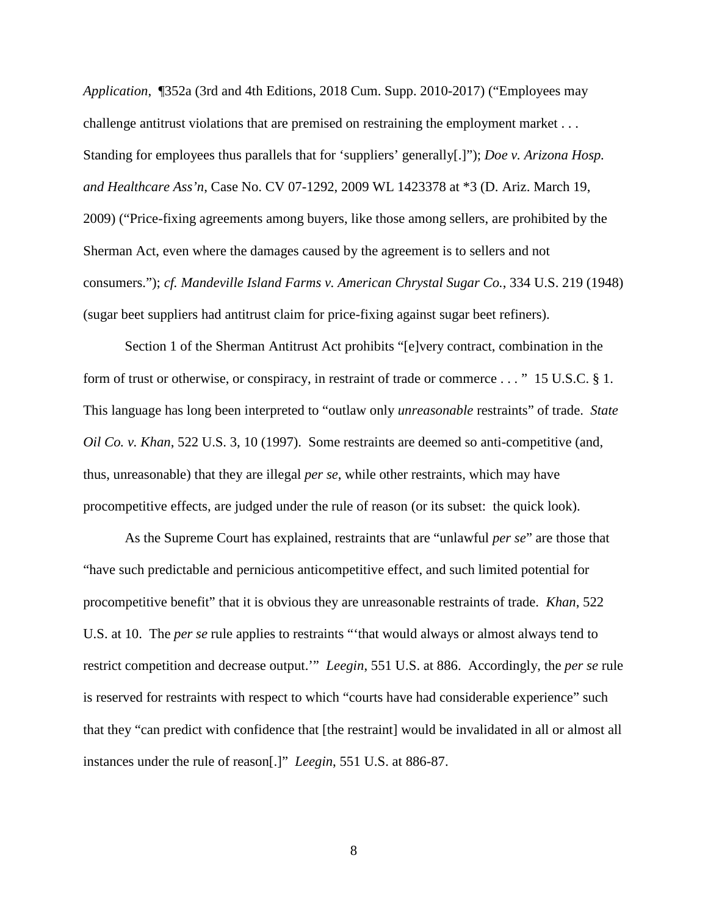*Application*, ¶352a (3rd and 4th Editions, 2018 Cum. Supp. 2010-2017) ("Employees may challenge antitrust violations that are premised on restraining the employment market . . . Standing for employees thus parallels that for 'suppliers' generally[.]"); *Doe v. Arizona Hosp. and Healthcare Ass'n*, Case No. CV 07-1292, 2009 WL 1423378 at *3 (D. Ariz. March 19, 2009) ("Price-fixing agreements among buyers, like those among sellers, are prohibited by the Sherman Act, even where the damages caused by the agreement is to sellers and not consumers."); *cf. Mandeville Island Farms v. American Chrystal Sugar Co.*, 334 U.S. 219 (1948) (sugar beet suppliers had antitrust claim for price-fixing against sugar beet refiners).

Section 1 of the Sherman Antitrust Act prohibits "[e]very contract, combination in the form of trust or otherwise, or conspiracy, in restraint of trade or commerce . . . " 15 U.S.C. § 1. This language has long been interpreted to "outlaw only *unreasonable* restraints" of trade. *State Oil Co. v. Khan*, 522 U.S. 3, 10 (1997). Some restraints are deemed so anti-competitive (and, thus, unreasonable) that they are illegal *per se*, while other restraints, which may have procompetitive effects, are judged under the rule of reason (or its subset: the quick look).

As the Supreme Court has explained, restraints that are "unlawful *per se*" are those that "have such predictable and pernicious anticompetitive effect, and such limited potential for procompetitive benefit" that it is obvious they are unreasonable restraints of trade. *Khan*, 522 U.S. at 10. The *per se* rule applies to restraints "'that would always or almost always tend to restrict competition and decrease output.'" *Leegin*, 551 U.S. at 886. Accordingly, the *per se* rule is reserved for restraints with respect to which "courts have had considerable experience" such that they "can predict with confidence that [the restraint] would be invalidated in all or almost all instances under the rule of reason[.]" *Leegin*, 551 U.S. at 886-87.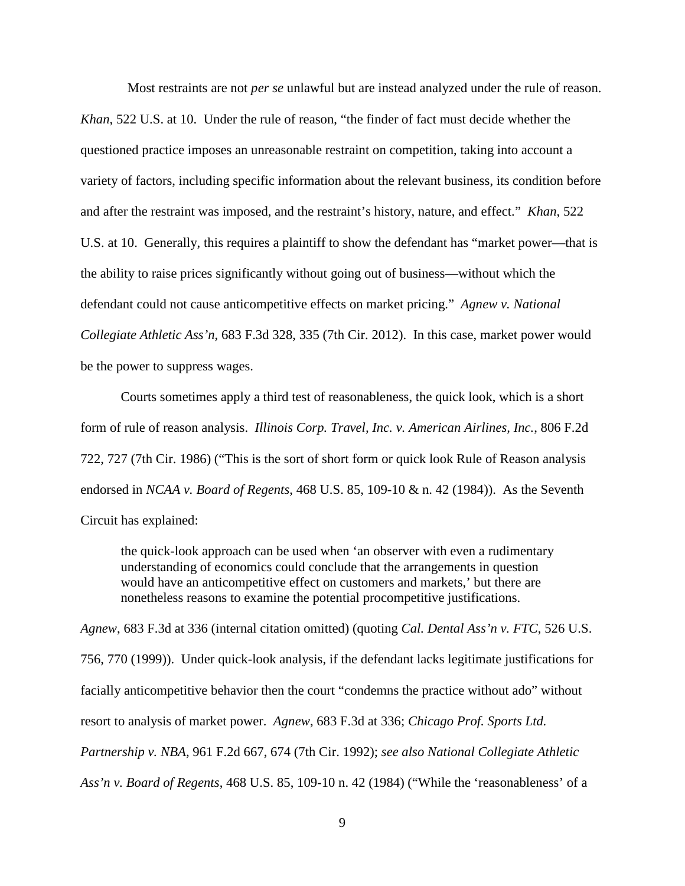Most restraints are not *per se* unlawful but are instead analyzed under the rule of reason. *Khan*, 522 U.S. at 10. Under the rule of reason, "the finder of fact must decide whether the questioned practice imposes an unreasonable restraint on competition, taking into account a variety of factors, including specific information about the relevant business, its condition before and after the restraint was imposed, and the restraint's history, nature, and effect." *Khan*, 522 U.S. at 10. Generally, this requires a plaintiff to show the defendant has "market power—that is the ability to raise prices significantly without going out of business—without which the defendant could not cause anticompetitive effects on market pricing." *Agnew v. National Collegiate Athletic Ass'n*, 683 F.3d 328, 335 (7th Cir. 2012). In this case, market power would be the power to suppress wages.

Courts sometimes apply a third test of reasonableness, the quick look, which is a short form of rule of reason analysis. *Illinois Corp. Travel, Inc. v. American Airlines, Inc.*, 806 F.2d 722, 727 (7th Cir. 1986) ("This is the sort of short form or quick look Rule of Reason analysis endorsed in *NCAA v. Board of Regents*, 468 U.S. 85, 109-10 & n. 42 (1984)). As the Seventh Circuit has explained:

> the quick-look approach can be used when 'an observer with even a rudimentary understanding of economics could conclude that the arrangements in question would have an anticompetitive effect on customers and markets,' but there are nonetheless reasons to examine the potential procompetitive justifications.

*Agnew*, 683 F.3d at 336 (internal citation omitted) (quoting *Cal. Dental Ass'n v. FTC*, 526 U.S. 756, 770 (1999)). Under quick-look analysis, if the defendant lacks legitimate justifications for facially anticompetitive behavior then the court "condemns the practice without ado" without resort to analysis of market power. *Agnew*, 683 F.3d at 336; *Chicago Prof. Sports Ltd. Partnership v. NBA*, 961 F.2d 667, 674 (7th Cir. 1992); *see also National Collegiate Athletic Ass'n v. Board of Regents*, 468 U.S. 85, 109-10 n. 42 (1984) ("While the 'reasonableness' of a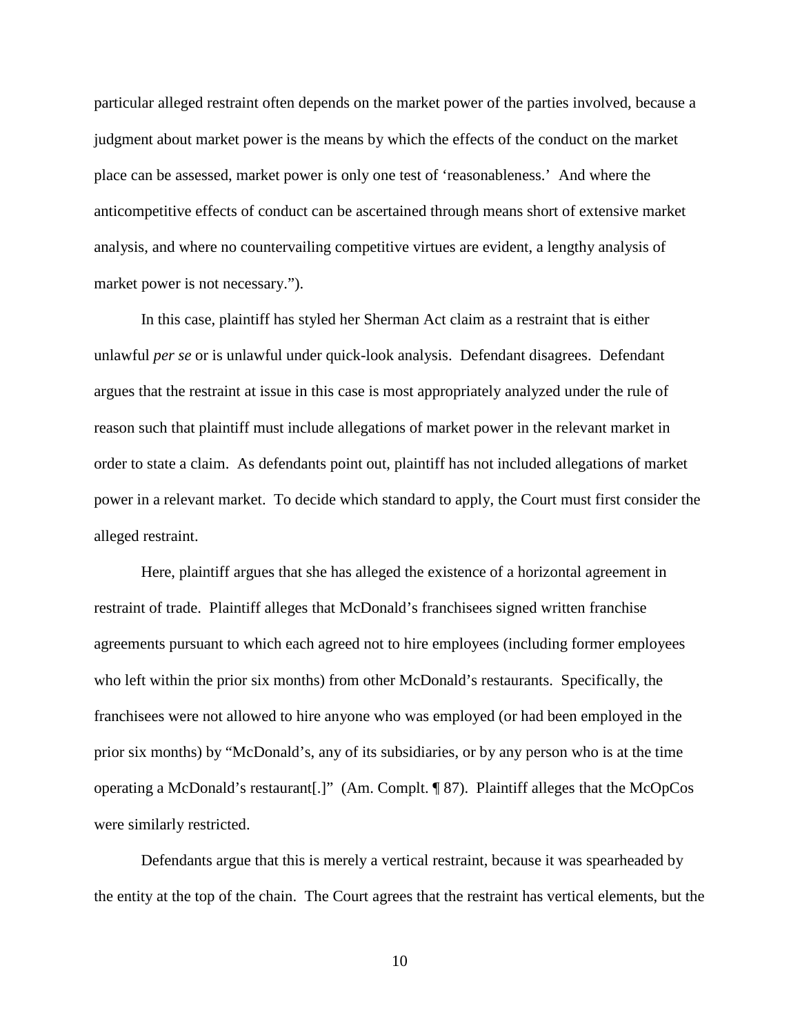particular alleged restraint often depends on the market power of the parties involved, because a judgment about market power is the means by which the effects of the conduct on the market place can be assessed, market power is only one test of 'reasonableness.' And where the anticompetitive effects of conduct can be ascertained through means short of extensive market analysis, and where no countervailing competitive virtues are evident, a lengthy analysis of market power is not necessary.").

In this case, plaintiff has styled her Sherman Act claim as a restraint that is either unlawful *per se* or is unlawful under quick-look analysis. Defendant disagrees. Defendant argues that the restraint at issue in this case is most appropriately analyzed under the rule of reason such that plaintiff must include allegations of market power in the relevant market in order to state a claim. As defendants point out, plaintiff has not included allegations of market power in a relevant market. To decide which standard to apply, the Court must first consider the alleged restraint.

Here, plaintiff argues that she has alleged the existence of a horizontal agreement in restraint of trade. Plaintiff alleges that McDonald's franchisees signed written franchise agreements pursuant to which each agreed not to hire employees (including former employees who left within the prior six months) from other McDonald's restaurants. Specifically, the franchisees were not allowed to hire anyone who was employed (or had been employed in the prior six months) by "McDonald's, any of its subsidiaries, or by any person who is at the time operating a McDonald's restaurant[.]" (Am. Complt. ¶ 87). Plaintiff alleges that the McOpCos were similarly restricted.

Defendants argue that this is merely a vertical restraint, because it was spearheaded by the entity at the top of the chain. The Court agrees that the restraint has vertical elements, but the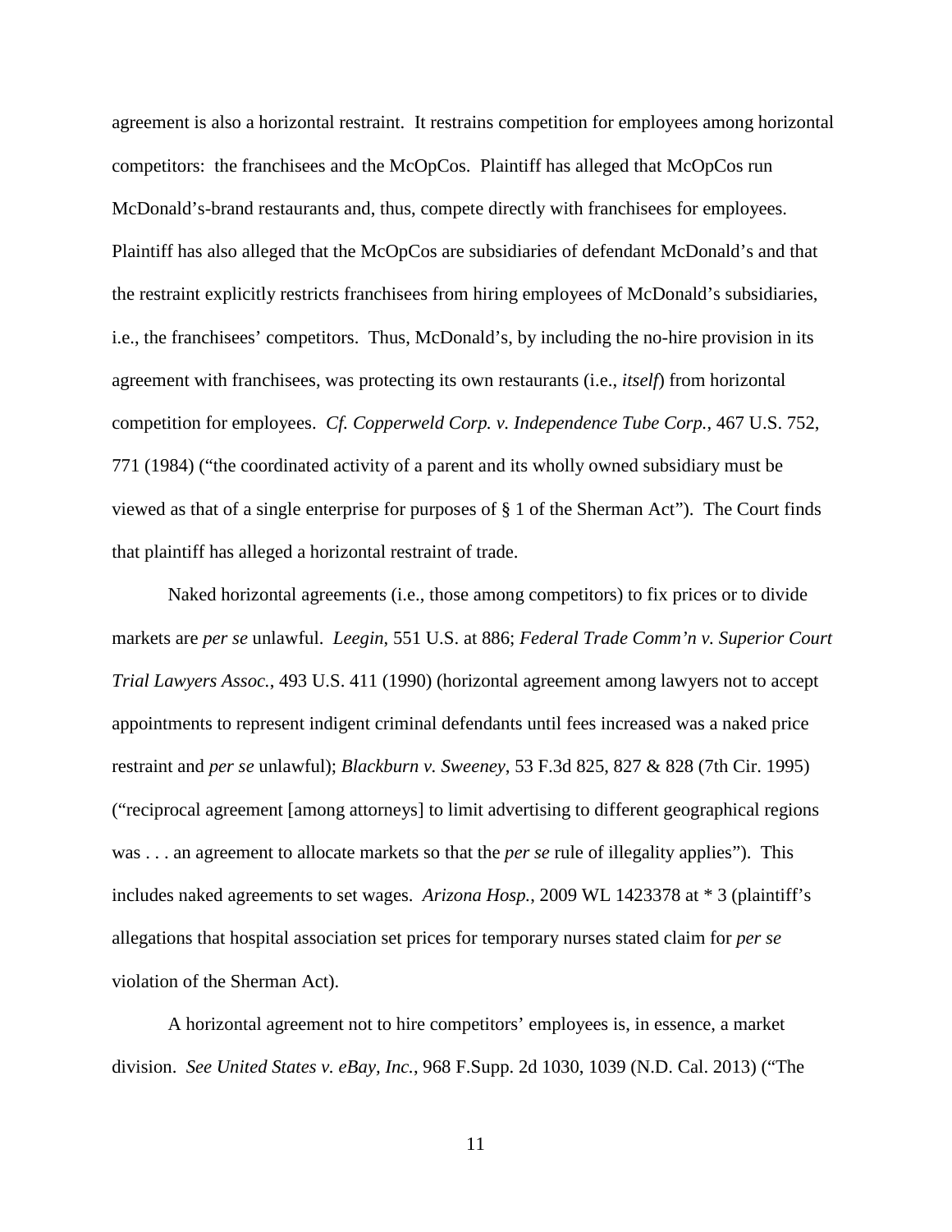agreement is also a horizontal restraint. It restrains competition for employees among horizontal competitors: the franchisees and the McOpCos. Plaintiff has alleged that McOpCos run McDonald's-brand restaurants and, thus, compete directly with franchisees for employees. Plaintiff has also alleged that the McOpCos are subsidiaries of defendant McDonald's and that the restraint explicitly restricts franchisees from hiring employees of McDonald's subsidiaries, i.e., the franchisees' competitors. Thus, McDonald's, by including the no-hire provision in its agreement with franchisees, was protecting its own restaurants (i.e., *itself*) from horizontal competition for employees. *Cf. Copperweld Corp. v. Independence Tube Corp.*, 467 U.S. 752, 771 (1984) ("the coordinated activity of a parent and its wholly owned subsidiary must be viewed as that of a single enterprise for purposes of § 1 of the Sherman Act"). The Court finds that plaintiff has alleged a horizontal restraint of trade.

Naked horizontal agreements (i.e., those among competitors) to fix prices or to divide markets are *per se* unlawful. *Leegin,* 551 U.S. at 886; *Federal Trade Comm'n v. Superior Court Trial Lawyers Assoc.*, 493 U.S. 411 (1990) (horizontal agreement among lawyers not to accept appointments to represent indigent criminal defendants until fees increased was a naked price restraint and *per se* unlawful); *Blackburn v. Sweeney*, 53 F.3d 825, 827 & 828 (7th Cir. 1995) ("reciprocal agreement [among attorneys] to limit advertising to different geographical regions was . . . an agreement to allocate markets so that the *per se* rule of illegality applies"). This includes naked agreements to set wages. *Arizona Hosp.*, 2009 WL 1423378 at * 3 (plaintiff's allegations that hospital association set prices for temporary nurses stated claim for *per se* violation of the Sherman Act).

A horizontal agreement not to hire competitors' employees is, in essence, a market division. *See United States v. eBay, Inc.*, 968 F.Supp. 2d 1030, 1039 (N.D. Cal. 2013) ("The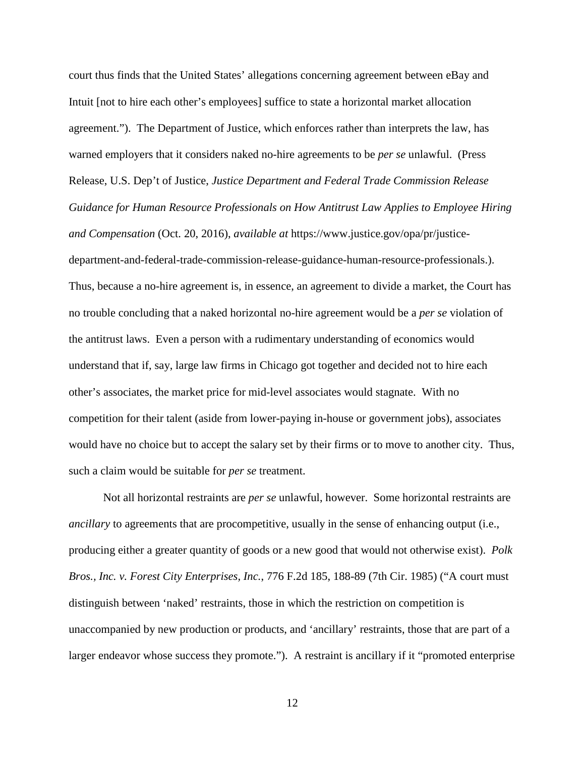court thus finds that the United States' allegations concerning agreement between eBay and Intuit [not to hire each other's employees] suffice to state a horizontal market allocation agreement."). The Department of Justice, which enforces rather than interprets the law, has warned employers that it considers naked no-hire agreements to be *per se* unlawful. (Press Release, U.S. Dep't of Justice, *Justice Department and Federal Trade Commission Release Guidance for Human Resource Professionals on How Antitrust Law Applies to Employee Hiring and Compensation* (Oct. 20, 2016), *available at* https://www.justice.gov/opa/pr/justice-department-and-federal-trade-commission-release-guidance-human-resource-professionals.). Thus, because a no-hire agreement is, in essence, an agreement to divide a market, the Court has no trouble concluding that a naked horizontal no-hire agreement would be a *per se* violation of the antitrust laws. Even a person with a rudimentary understanding of economics would understand that if, say, large law firms in Chicago got together and decided not to hire each other's associates, the market price for mid-level associates would stagnate. With no competition for their talent (aside from lower-paying in-house or government jobs), associates would have no choice but to accept the salary set by their firms or to move to another city. Thus, such a claim would be suitable for *per se* treatment.

Not all horizontal restraints are *per se* unlawful, however. Some horizontal restraints are *ancillary* to agreements that are procompetitive, usually in the sense of enhancing output (i.e., producing either a greater quantity of goods or a new good that would not otherwise exist). *Polk Bros., Inc. v. Forest City Enterprises, Inc.*, 776 F.2d 185, 188-89 (7th Cir. 1985) ("A court must distinguish between 'naked' restraints, those in which the restriction on competition is unaccompanied by new production or products, and 'ancillary' restraints, those that are part of a larger endeavor whose success they promote."). A restraint is ancillary if it "promoted enterprise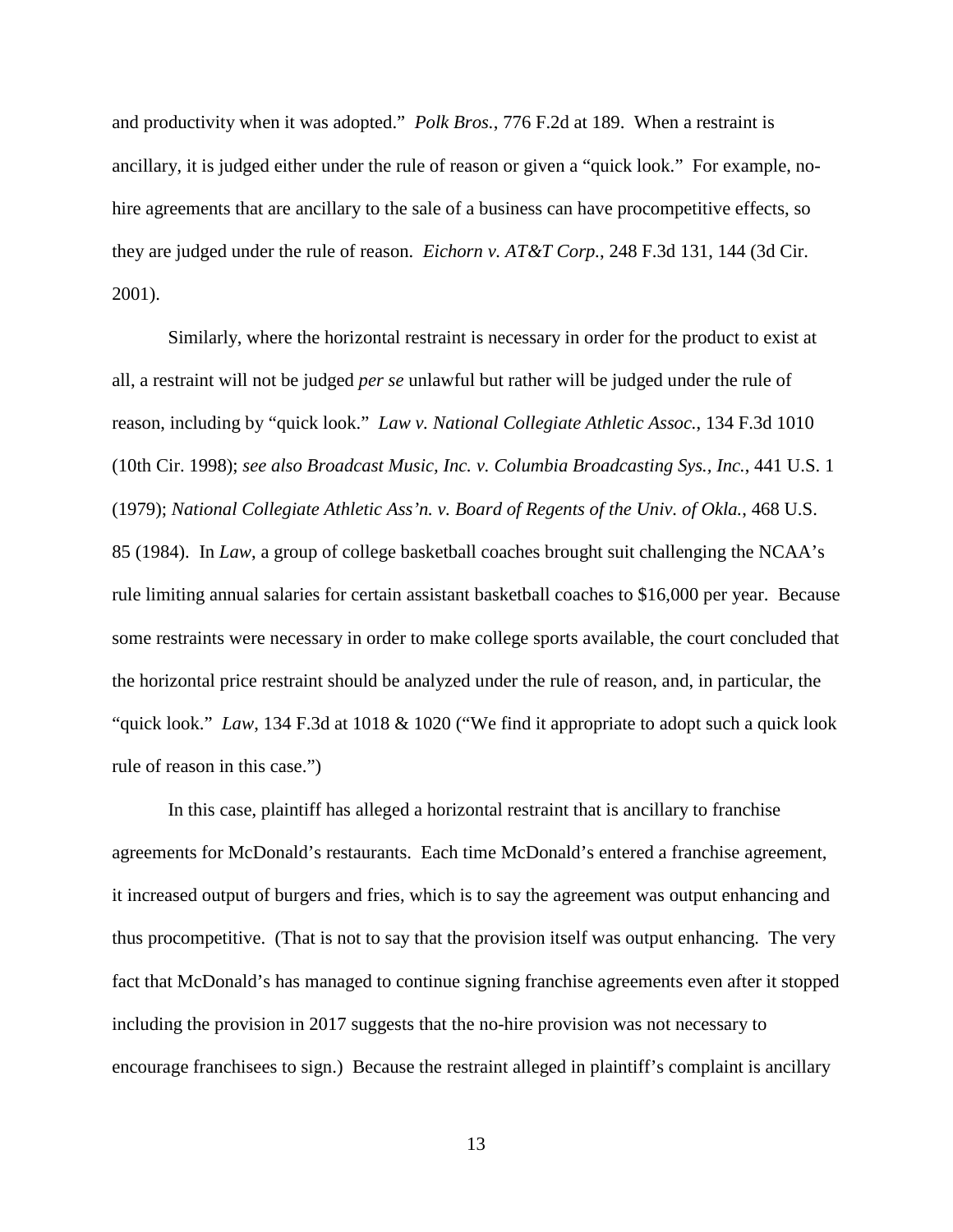and productivity when it was adopted." *Polk Bros.*, 776 F.2d at 189. When a restraint is ancillary, it is judged either under the rule of reason or given a "quick look." For example, no-hire agreements that are ancillary to the sale of a business can have procompetitive effects, so they are judged under the rule of reason. *Eichorn v. AT&T Corp.*, 248 F.3d 131, 144 (3d Cir. 2001).

Similarly, where the horizontal restraint is necessary in order for the product to exist at all, a restraint will not be judged *per se* unlawful but rather will be judged under the rule of reason, including by "quick look." *Law v. National Collegiate Athletic Assoc.*, 134 F.3d 1010 (10th Cir. 1998); *see also Broadcast Music, Inc. v. Columbia Broadcasting Sys., Inc.*, 441 U.S. 1 (1979); *National Collegiate Athletic Ass'n. v. Board of Regents of the Univ. of Okla.*, 468 U.S. 85 (1984). In *Law*, a group of college basketball coaches brought suit challenging the NCAA's rule limiting annual salaries for certain assistant basketball coaches to $16,000 per year. Because some restraints were necessary in order to make college sports available, the court concluded that the horizontal price restraint should be analyzed under the rule of reason, and, in particular, the "quick look." *Law*, 134 F.3d at 1018 & 1020 ("We find it appropriate to adopt such a quick look rule of reason in this case.")

In this case, plaintiff has alleged a horizontal restraint that is ancillary to franchise agreements for McDonald's restaurants. Each time McDonald's entered a franchise agreement, it increased output of burgers and fries, which is to say the agreement was output enhancing and thus procompetitive. (That is not to say that the provision itself was output enhancing. The very fact that McDonald's has managed to continue signing franchise agreements even after it stopped including the provision in 2017 suggests that the no-hire provision was not necessary to encourage franchisees to sign.) Because the restraint alleged in plaintiff's complaint is ancillary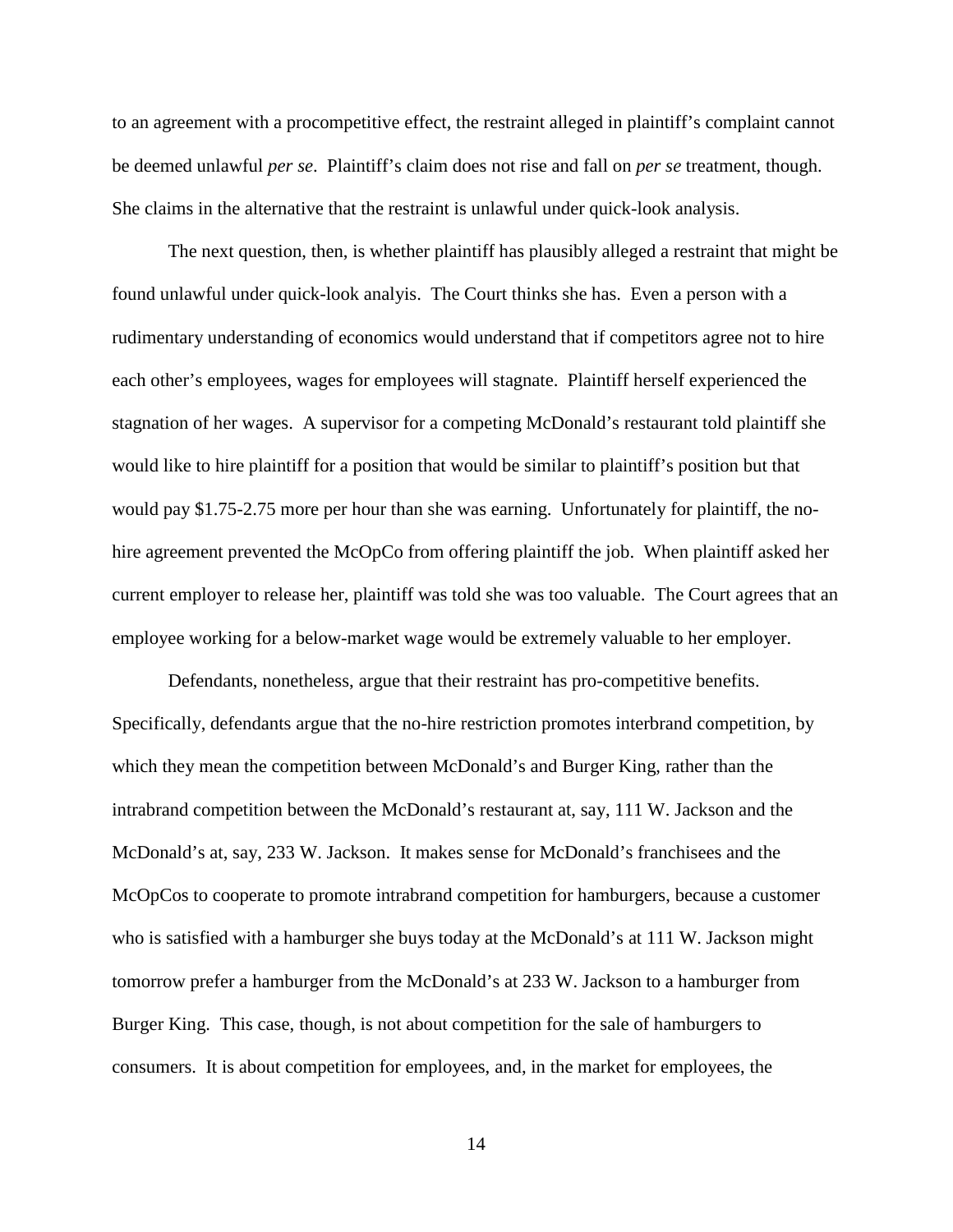to an agreement with a procompetitive effect, the restraint alleged in plaintiff's complaint cannot be deemed unlawful *per se*. Plaintiff's claim does not rise and fall on *per se* treatment, though. She claims in the alternative that the restraint is unlawful under quick-look analysis.

The next question, then, is whether plaintiff has plausibly alleged a restraint that might be found unlawful under quick-look analyis. The Court thinks she has. Even a person with a rudimentary understanding of economics would understand that if competitors agree not to hire each other's employees, wages for employees will stagnate. Plaintiff herself experienced the stagnation of her wages. A supervisor for a competing McDonald's restaurant told plaintiff she would like to hire plaintiff for a position that would be similar to plaintiff's position but that would pay $1.75-2.75 more per hour than she was earning. Unfortunately for plaintiff, the no-hire agreement prevented the McOpCo from offering plaintiff the job. When plaintiff asked her current employer to release her, plaintiff was told she was too valuable. The Court agrees that an employee working for a below-market wage would be extremely valuable to her employer.

Defendants, nonetheless, argue that their restraint has pro-competitive benefits. Specifically, defendants argue that the no-hire restriction promotes interbrand competition, by which they mean the competition between McDonald's and Burger King, rather than the intrabrand competition between the McDonald's restaurant at, say, 111 W. Jackson and the McDonald's at, say, 233 W. Jackson. It makes sense for McDonald's franchisees and the McOpCos to cooperate to promote intrabrand competition for hamburgers, because a customer who is satisfied with a hamburger she buys today at the McDonald's at 111 W. Jackson might tomorrow prefer a hamburger from the McDonald's at 233 W. Jackson to a hamburger from Burger King. This case, though, is not about competition for the sale of hamburgers to consumers. It is about competition for employees, and, in the market for employees, the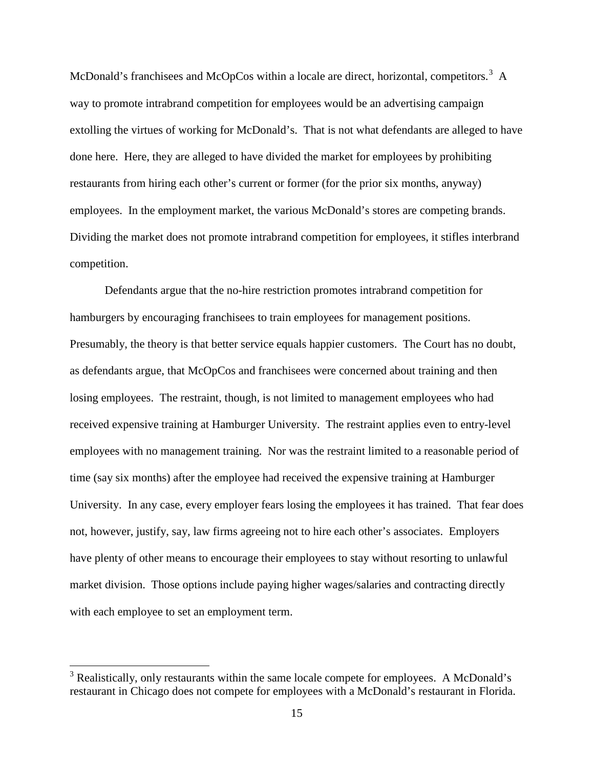McDonald's franchisees and McOpCos within a locale are direct, horizontal, competitors.[3] A way to promote intrabrand competition for employees would be an advertising campaign extolling the virtues of working for McDonald's. That is not what defendants are alleged to have done here. Here, they are alleged to have divided the market for employees by prohibiting restaurants from hiring each other's current or former (for the prior six months, anyway) employees. In the employment market, the various McDonald's stores are competing brands. Dividing the market does not promote intrabrand competition for employees, it stifles interbrand competition.

Defendants argue that the no-hire restriction promotes intrabrand competition for hamburgers by encouraging franchisees to train employees for management positions. Presumably, the theory is that better service equals happier customers. The Court has no doubt, as defendants argue, that McOpCos and franchisees were concerned about training and then losing employees. The restraint, though, is not limited to management employees who had received expensive training at Hamburger University. The restraint applies even to entry-level employees with no management training. Nor was the restraint limited to a reasonable period of time (say six months) after the employee had received the expensive training at Hamburger University. In any case, every employer fears losing the employees it has trained. That fear does not, however, justify, say, law firms agreeing not to hire each other's associates. Employers have plenty of other means to encourage their employees to stay without resorting to unlawful market division. Those options include paying higher wages/salaries and contracting directly with each employee to set an employment term.

---

[3] Realistically, only restaurants within the same locale compete for employees. A McDonald's restaurant in Chicago does not compete for employees with a McDonald's restaurant in Florida.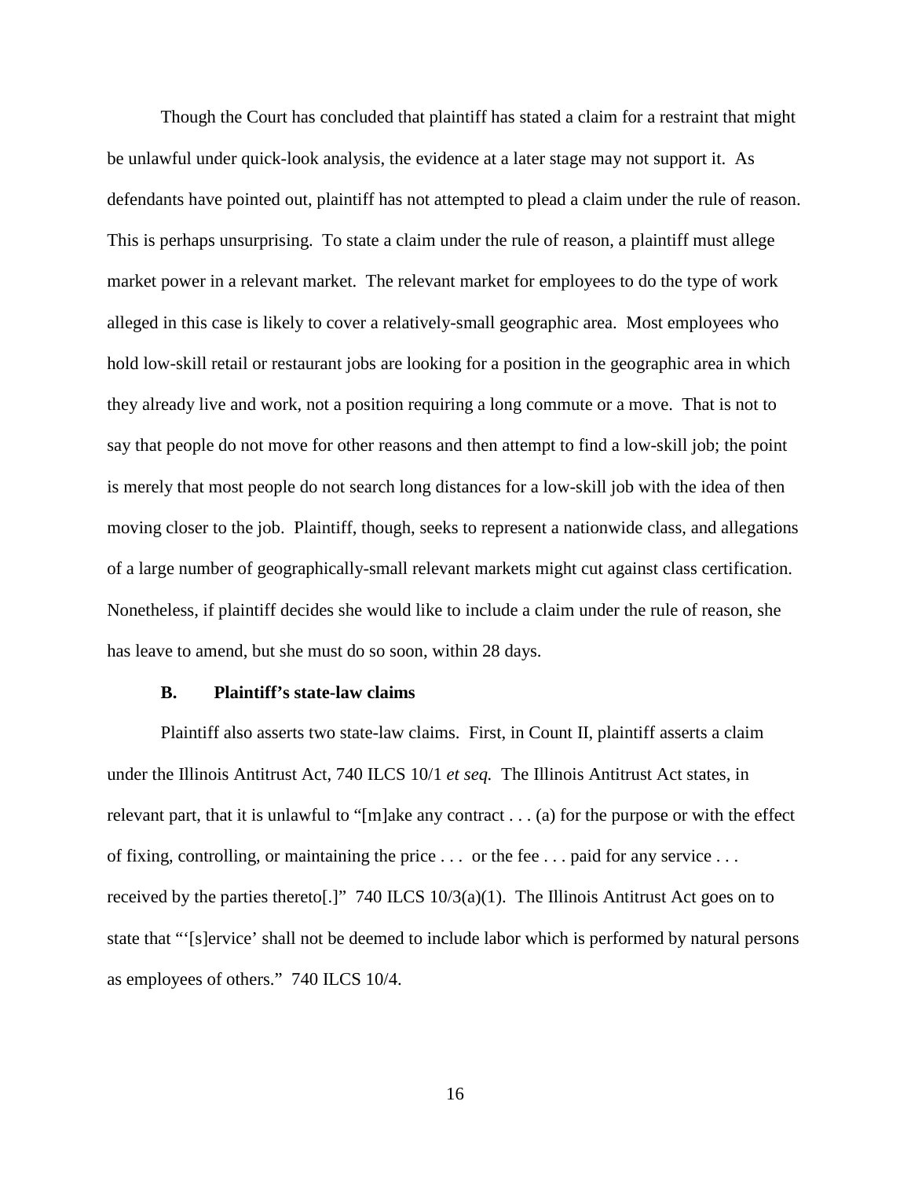Though the Court has concluded that plaintiff has stated a claim for a restraint that might be unlawful under quick-look analysis, the evidence at a later stage may not support it. As defendants have pointed out, plaintiff has not attempted to plead a claim under the rule of reason. This is perhaps unsurprising. To state a claim under the rule of reason, a plaintiff must allege market power in a relevant market. The relevant market for employees to do the type of work alleged in this case is likely to cover a relatively-small geographic area. Most employees who hold low-skill retail or restaurant jobs are looking for a position in the geographic area in which they already live and work, not a position requiring a long commute or a move. That is not to say that people do not move for other reasons and then attempt to find a low-skill job; the point is merely that most people do not search long distances for a low-skill job with the idea of then moving closer to the job. Plaintiff, though, seeks to represent a nationwide class, and allegations of a large number of geographically-small relevant markets might cut against class certification. Nonetheless, if plaintiff decides she would like to include a claim under the rule of reason, she has leave to amend, but she must do so soon, within 28 days.

### B. Plaintiff's state-law claims

Plaintiff also asserts two state-law claims. First, in Count II, plaintiff asserts a claim under the Illinois Antitrust Act, 740 ILCS 10/1 *et seq.* The Illinois Antitrust Act states, in relevant part, that it is unlawful to "[m]ake any contract . . . (a) for the purpose or with the effect of fixing, controlling, or maintaining the price . . . or the fee . . . paid for any service . . . received by the parties thereto[.]" 740 ILCS 10/3(a)(1). The Illinois Antitrust Act goes on to state that "'[s]ervice' shall not be deemed to include labor which is performed by natural persons as employees of others." 740 ILCS 10/4.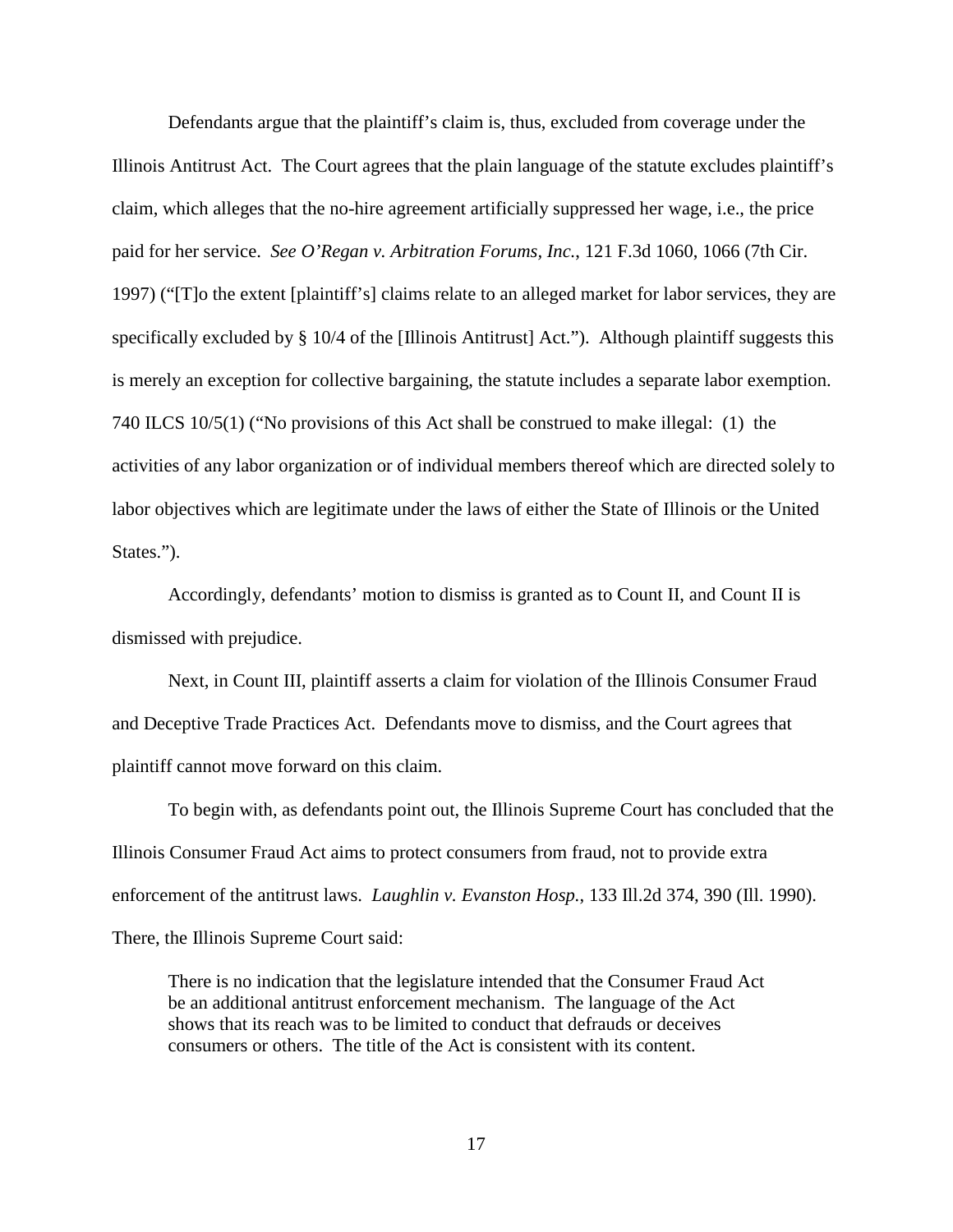Defendants argue that the plaintiff's claim is, thus, excluded from coverage under the Illinois Antitrust Act. The Court agrees that the plain language of the statute excludes plaintiff's claim, which alleges that the no-hire agreement artificially suppressed her wage, i.e., the price paid for her service. *See O'Regan v. Arbitration Forums, Inc.*, 121 F.3d 1060, 1066 (7th Cir. 1997) ("[T]o the extent [plaintiff's] claims relate to an alleged market for labor services, they are specifically excluded by § 10/4 of the [Illinois Antitrust] Act."). Although plaintiff suggests this is merely an exception for collective bargaining, the statute includes a separate labor exemption. 740 ILCS 10/5(1) ("No provisions of this Act shall be construed to make illegal: (1) the activities of any labor organization or of individual members thereof which are directed solely to labor objectives which are legitimate under the laws of either the State of Illinois or the United States.").

Accordingly, defendants' motion to dismiss is granted as to Count II, and Count II is dismissed with prejudice.

Next, in Count III, plaintiff asserts a claim for violation of the Illinois Consumer Fraud and Deceptive Trade Practices Act. Defendants move to dismiss, and the Court agrees that plaintiff cannot move forward on this claim.

To begin with, as defendants point out, the Illinois Supreme Court has concluded that the Illinois Consumer Fraud Act aims to protect consumers from fraud, not to provide extra enforcement of the antitrust laws. *Laughlin v. Evanston Hosp.*, 133 Ill.2d 374, 390 (Ill. 1990). There, the Illinois Supreme Court said:

> There is no indication that the legislature intended that the Consumer Fraud Act be an additional antitrust enforcement mechanism. The language of the Act shows that its reach was to be limited to conduct that defrauds or deceives consumers or others. The title of the Act is consistent with its content.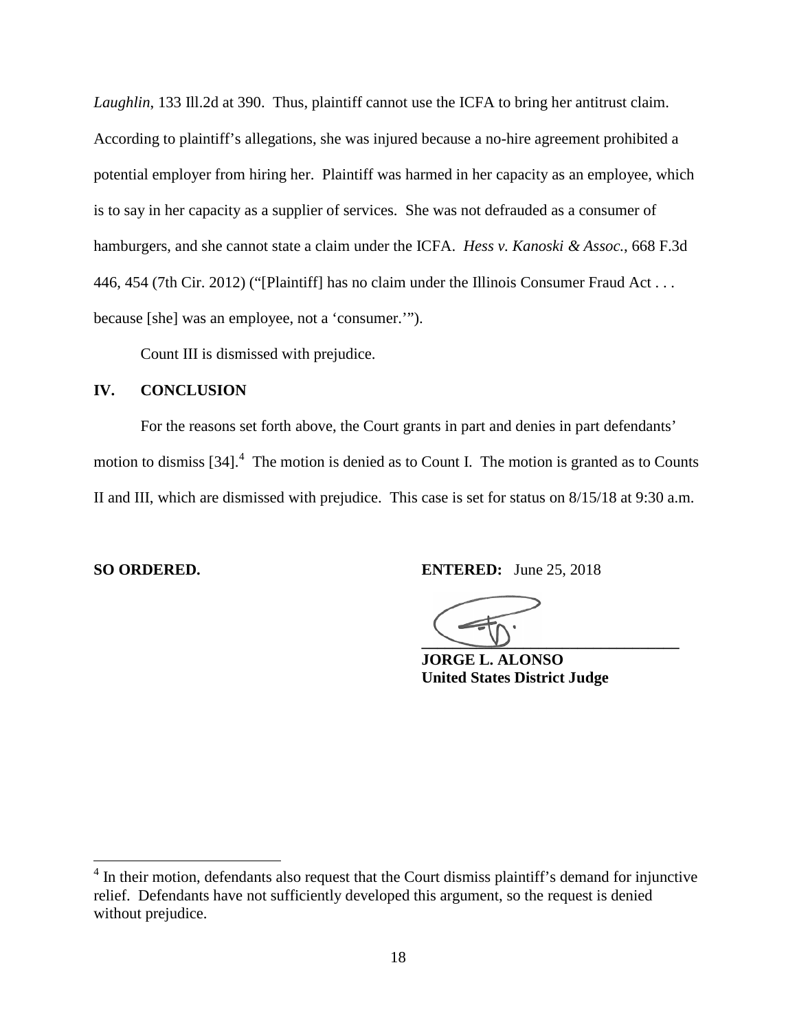*Laughlin*, 133 Ill.2d at 390. Thus, plaintiff cannot use the ICFA to bring her antitrust claim. According to plaintiff's allegations, she was injured because a no-hire agreement prohibited a potential employer from hiring her. Plaintiff was harmed in her capacity as an employee, which is to say in her capacity as a supplier of services. She was not defrauded as a consumer of hamburgers, and she cannot state a claim under the ICFA. *Hess v. Kanoski & Assoc.*, 668 F.3d 446, 454 (7th Cir. 2012) ("[Plaintiff] has no claim under the Illinois Consumer Fraud Act . . . because [she] was an employee, not a 'consumer.'").

Count III is dismissed with prejudice.

## IV. CONCLUSION

For the reasons set forth above, the Court grants in part and denies in part defendants' motion to dismiss [34].[4] The motion is denied as to Count I. The motion is granted as to Counts II and III, which are dismissed with prejudice. This case is set for status on 8/15/18 at 9:30 a.m.

**SO ORDERED.** **ENTERED:** June 25, 2018

______________________________

**JORGE L. ALONSO**
**United States District Judge**

---

[4] In their motion, defendants also request that the Court dismiss plaintiff's demand for injunctive relief. Defendants have not sufficiently developed this argument, so the request is denied without prejudice.